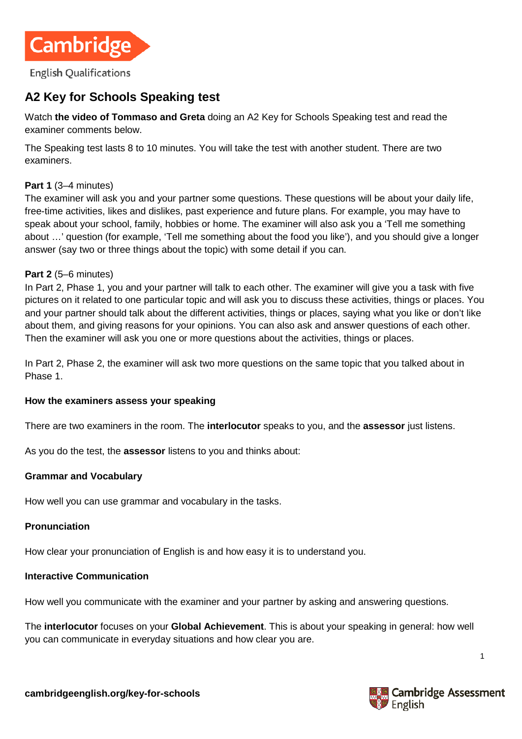# A2 Key for Schools Speaking test

Watch **the video of Tommaso and Greta** doing an A2 Key for Schools Speaking test and read the examiner comments below.

The Speaking test lasts 8 to 10 minutes. You will take the test with another student. There are two examiners.

**Part 1** (3–4 minutes)
The examiner will ask you and your partner some questions. These questions will be about your daily life, free-time activities, likes and dislikes, past experience and future plans. For example, you may have to speak about your school, family, hobbies or home. The examiner will also ask you a 'Tell me something about …' question (for example, 'Tell me something about the food you like'), and you should give a longer answer (say two or three things about the topic) with some detail if you can.

**Part 2** (5–6 minutes)
In Part 2, Phase 1, you and your partner will talk to each other. The examiner will give you a task with five pictures on it related to one particular topic and will ask you to discuss these activities, things or places. You and your partner should talk about the different activities, things or places, saying what you like or don't like about them, and giving reasons for your opinions. You can also ask and answer questions of each other. Then the examiner will ask you one or more questions about the activities, things or places.

In Part 2, Phase 2, the examiner will ask two more questions on the same topic that you talked about in Phase 1.

**How the examiners assess your speaking**

There are two examiners in the room. The **interlocutor** speaks to you, and the **assessor** just listens.

As you do the test, the **assessor** listens to you and thinks about:

**Grammar and Vocabulary**

How well you can use grammar and vocabulary in the tasks.

**Pronunciation**

How clear your pronunciation of English is and how easy it is to understand you.

**Interactive Communication**

How well you communicate with the examiner and your partner by asking and answering questions.

The **interlocutor** focuses on your **Global Achievement**. This is about your speaking in general: how well you can communicate in everyday situations and how clear you are.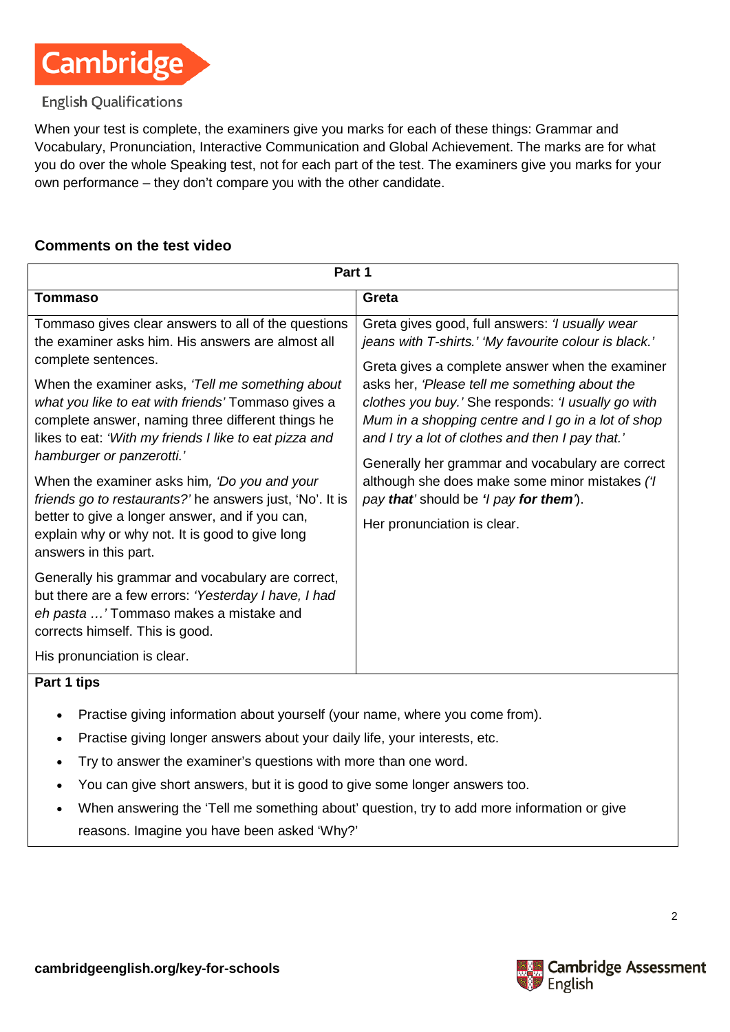When your test is complete, the examiners give you marks for each of these things: Grammar and Vocabulary, Pronunciation, Interactive Communication and Global Achievement. The marks are for what you do over the whole Speaking test, not for each part of the test. The examiners give you marks for your own performance – they don't compare you with the other candidate.

## Comments on the test video

| Part 1 | |
|---|---|
| **Tommaso** | **Greta** |
| Tommaso gives clear answers to all of the questions the examiner asks him. His answers are almost all complete sentences.<br><br>When the examiner asks, *'Tell me something about what you like to eat with friends'* Tommaso gives a complete answer, naming three different things he likes to eat: *'With my friends I like to eat pizza and hamburger or panzerotti.'*<br><br>When the examiner asks him*, 'Do you and your friends go to restaurants?'* he answers just, 'No'. It is better to give a longer answer, and if you can, explain why or why not. It is good to give long answers in this part.<br><br>Generally his grammar and vocabulary are correct, but there are a few errors: *'Yesterday I have, I had eh pasta …'* Tommaso makes a mistake and corrects himself. This is good.<br><br>His pronunciation is clear. | Greta gives good, full answers: *'I usually wear jeans with T-shirts.' 'My favourite colour is black.'*<br><br>Greta gives a complete answer when the examiner asks her, *'Please tell me something about the clothes you buy.'* She responds: *'I usually go with Mum in a shopping centre and I go in a lot of shop and I try a lot of clothes and then I pay that.'*<br><br>Generally her grammar and vocabulary are correct although she does make some minor mistakes *('I pay **that**'* should be ***'I** pay **for them**'*).<br><br>Her pronunciation is clear. |

**Part 1 tips**

- Practise giving information about yourself (your name, where you come from).
- Practise giving longer answers about your daily life, your interests, etc.
- Try to answer the examiner's questions with more than one word.
- You can give short answers, but it is good to give some longer answers too.
- When answering the 'Tell me something about' question, try to add more information or give reasons. Imagine you have been asked 'Why?'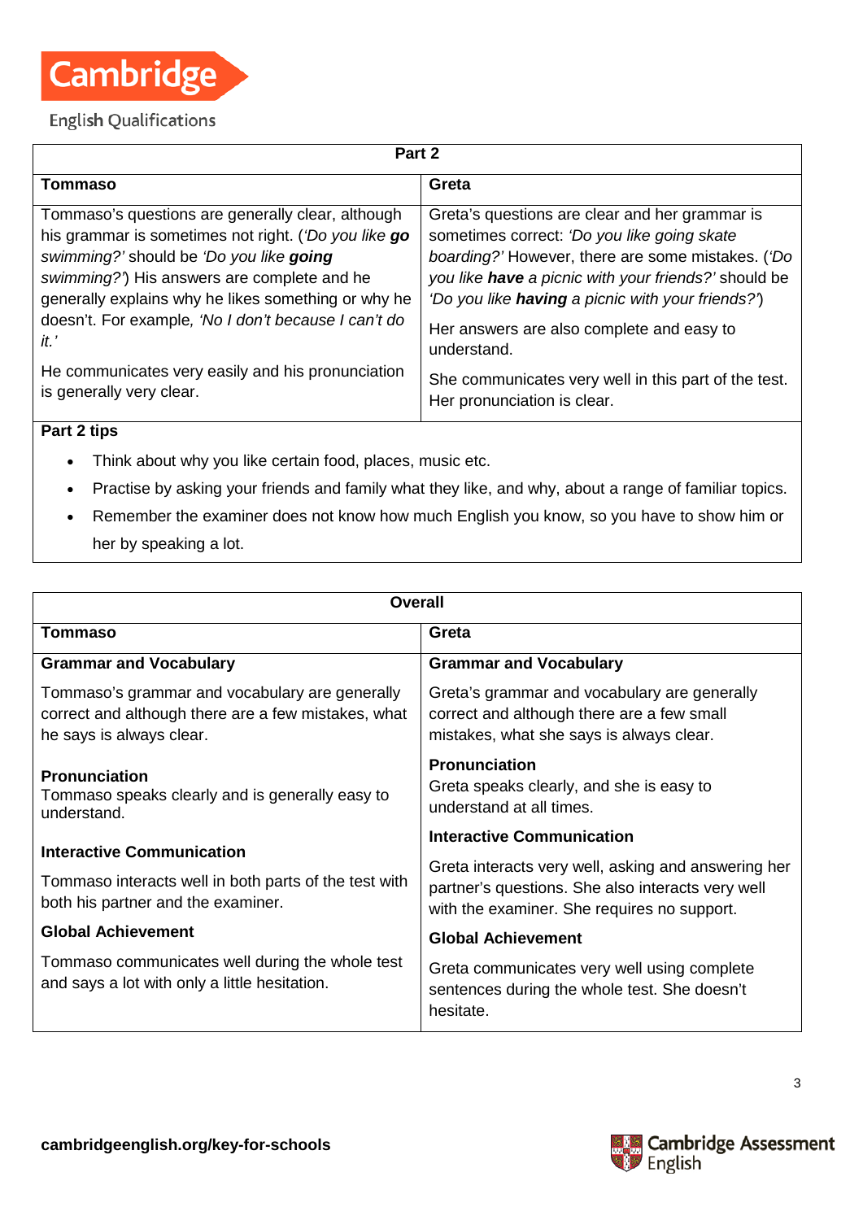| Part 2 | |
|---|---|
| **Tommaso** | **Greta** |
| Tommaso's questions are generally clear, although his grammar is sometimes not right. (*'Do you like **go** swimming?'* should be *'Do you like **going** swimming?'*) His answers are complete and he generally explains why he likes something or why he doesn't. For example, *'No I don't because I can't do it.'*<br><br>He communicates very easily and his pronunciation is generally very clear. | Greta's questions are clear and her grammar is sometimes correct: *'Do you like going skate boarding?'* However, there are some mistakes. (*'Do you like **have** a picnic with your friends?'* should be *'Do you like **having** a picnic with your friends?'*)<br><br>Her answers are also complete and easy to understand.<br><br>She communicates very well in this part of the test. Her pronunciation is clear. |

**Part 2 tips**

- Think about why you like certain food, places, music etc.
- Practise by asking your friends and family what they like, and why, about a range of familiar topics.
- Remember the examiner does not know how much English you know, so you have to show him or her by speaking a lot.

| Overall | |
|---|---|
| **Tommaso** | **Greta** |
| **Grammar and Vocabulary**<br><br>Tommaso's grammar and vocabulary are generally correct and although there are a few mistakes, what he says is always clear.<br><br>**Pronunciation**<br>Tommaso speaks clearly and is generally easy to understand.<br><br>**Interactive Communication**<br><br>Tommaso interacts well in both parts of the test with both his partner and the examiner.<br><br>**Global Achievement**<br><br>Tommaso communicates well during the whole test and says a lot with only a little hesitation. | **Grammar and Vocabulary**<br><br>Greta's grammar and vocabulary are generally correct and although there are a few small mistakes, what she says is always clear.<br><br>**Pronunciation**<br>Greta speaks clearly, and she is easy to understand at all times.<br><br>**Interactive Communication**<br><br>Greta interacts very well, asking and answering her partner's questions. She also interacts very well with the examiner. She requires no support.<br><br>**Global Achievement**<br><br>Greta communicates very well using complete sentences during the whole test. She doesn't hesitate. |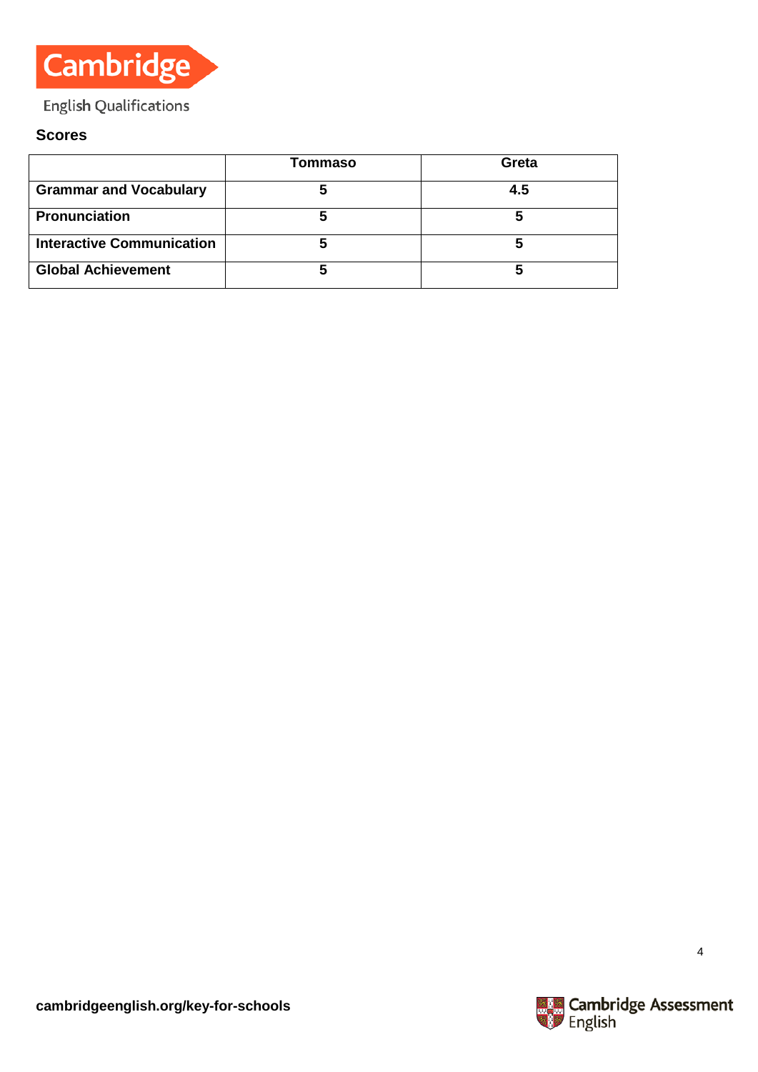**Scores**

| | Tommaso | Greta |
|---|---|---|
| **Grammar and Vocabulary** | 5 | 4.5 |
| **Pronunciation** | 5 | 5 |
| **Interactive Communication** | 5 | 5 |
| **Global Achievement** | 5 | 5 |